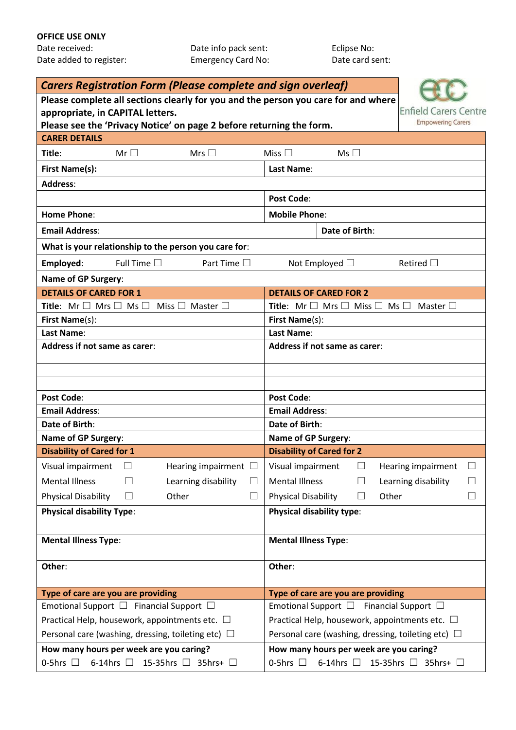**OFFICE USE ONLY**

| | | |
|---|---|---|
| Date received: | Date info pack sent: | Eclipse No: |
| Date added to register: | Emergency Card No: | Date card sent: |

## *Carers Registration Form (Please complete and sign overleaf)*

**Please complete all sections clearly for you and the person you care for and where appropriate, in CAPITAL letters.**
**Please see the 'Privacy Notice' on page 2 before returning the form.**

Enfield Carers Centre
Empowering Carers

| **CARER DETAILS** | |
|---|---|
| **Title**: Mr ☐ Mrs ☐ Miss ☐ Ms ☐ | |
| **First Name(s)**: | **Last Name**: |
| **Address**: | |
| | **Post Code**: |
| **Home Phone**: | **Mobile Phone**: |
| **Email Address**: | **Date of Birth**: |
| **What is your relationship to the person you care for**: | |
| **Employed**: Full Time ☐ Part Time ☐ Not Employed ☐ Retired ☐ | |
| **Name of GP Surgery**: | |

| **DETAILS OF CARED FOR 1** | **DETAILS OF CARED FOR 2** |
|---|---|
| **Title**: Mr ☐ Mrs ☐ Ms ☐ Miss ☐ Master ☐ | **Title**: Mr ☐ Mrs ☐ Miss ☐ Ms ☐ Master ☐ |
| **First Name**(s): | **First Name**(s): |
| **Last Name**: | **Last Name**: |
| **Address if not same as carer**: | **Address if not same as carer**: |
| | |
| | |
| **Post Code**: | **Post Code**: |
| **Email Address**: | **Email Address**: |
| **Date of Birth**: | **Date of Birth**: |
| **Name of GP Surgery**: | **Name of GP Surgery**: |
| **Disability of Cared for 1** | **Disability of Cared for 2** |
| Visual impairment ☐ Hearing impairment ☐ | Visual impairment ☐ Hearing impairment ☐ |
| Mental Illness ☐ Learning disability ☐ | Mental Illness ☐ Learning disability ☐ |
| Physical Disability ☐ Other ☐ | Physical Disability ☐ Other ☐ |
| **Physical disability Type**: | **Physical disability type**: |
| **Mental Illness Type**: | **Mental Illness Type**: |
| **Other**: | **Other**: |
| **Type of care are you are providing** | **Type of care are you are providing** |
| Emotional Support ☐ Financial Support ☐ | Emotional Support ☐ Financial Support ☐ |
| Practical Help, housework, appointments etc. ☐ | Practical Help, housework, appointments etc. ☐ |
| Personal care (washing, dressing, toileting etc) ☐ | Personal care (washing, dressing, toileting etc) ☐ |
| **How many hours per week are you caring?** | **How many hours per week are you caring?** |
| 0-5hrs ☐ 6-14hrs ☐ 15-35hrs ☐ 35hrs+ ☐ | 0-5hrs ☐ 6-14hrs ☐ 15-35hrs ☐ 35hrs+ ☐ |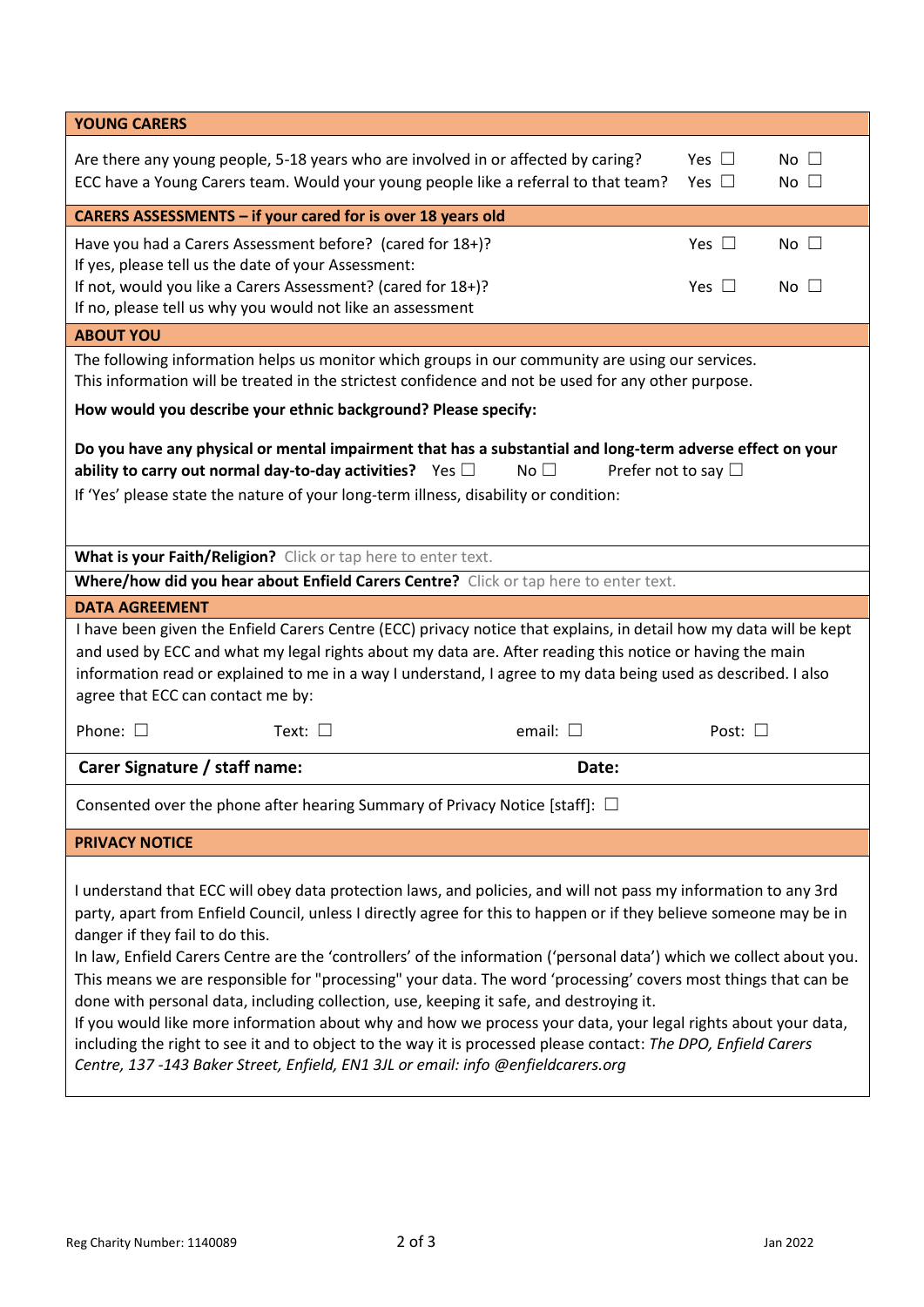## YOUNG CARERS

Are there any young people, 5-18 years who are involved in or affected by caring? Yes ☐ No ☐

ECC have a Young Carers team. Would your young people like a referral to that team? Yes ☐ No ☐

## CARERS ASSESSMENTS – if your cared for is over 18 years old

Have you had a Carers Assessment before? (cared for 18+)? Yes ☐ No ☐

If yes, please tell us the date of your Assessment:

If not, would you like a Carers Assessment? (cared for 18+)? Yes ☐ No ☐

If no, please tell us why you would not like an assessment

## ABOUT YOU

The following information helps us monitor which groups in our community are using our services.
This information will be treated in the strictest confidence and not be used for any other purpose.

**How would you describe your ethnic background? Please specify:**

**Do you have any physical or mental impairment that has a substantial and long-term adverse effect on your ability to carry out normal day-to-day activities?** Yes ☐ No ☐ Prefer not to say ☐

If 'Yes' please state the nature of your long-term illness, disability or condition:

**What is your Faith/Religion?** Click or tap here to enter text.

**Where/how did you hear about Enfield Carers Centre?** Click or tap here to enter text.

## DATA AGREEMENT

I have been given the Enfield Carers Centre (ECC) privacy notice that explains, in detail how my data will be kept and used by ECC and what my legal rights about my data are. After reading this notice or having the main information read or explained to me in a way I understand, I agree to my data being used as described. I also agree that ECC can contact me by:

Phone: ☐ Text: ☐ email: ☐ Post: ☐

**Carer Signature / staff name:** **Date:**

Consented over the phone after hearing Summary of Privacy Notice [staff]: ☐

## PRIVACY NOTICE

I understand that ECC will obey data protection laws, and policies, and will not pass my information to any 3rd party, apart from Enfield Council, unless I directly agree for this to happen or if they believe someone may be in danger if they fail to do this.

In law, Enfield Carers Centre are the 'controllers' of the information ('personal data') which we collect about you. This means we are responsible for "processing" your data. The word 'processing' covers most things that can be done with personal data, including collection, use, keeping it safe, and destroying it.

If you would like more information about why and how we process your data, your legal rights about your data, including the right to see it and to object to the way it is processed please contact: *The DPO, Enfield Carers Centre, 137 -143 Baker Street, Enfield, EN1 3JL or email: info @enfieldcarers.org*

Reg Charity Number: 1140089 Jan 2022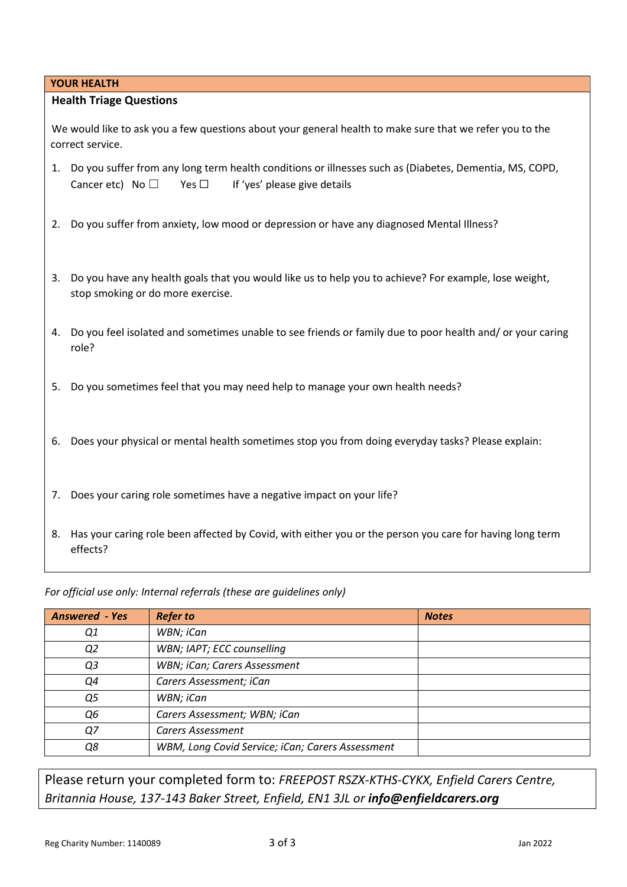## YOUR HEALTH

### Health Triage Questions

We would like to ask you a few questions about your general health to make sure that we refer you to the correct service.

1. Do you suffer from any long term health conditions or illnesses such as (Diabetes, Dementia, MS, COPD, Cancer etc)  No ☐  Yes ☐  If 'yes' please give details
2. Do you suffer from anxiety, low mood or depression or have any diagnosed Mental Illness?
3. Do you have any health goals that you would like us to help you to achieve? For example, lose weight, stop smoking or do more exercise.
4. Do you feel isolated and sometimes unable to see friends or family due to poor health and/ or your caring role?
5. Do you sometimes feel that you may need help to manage your own health needs?
6. Does your physical or mental health sometimes stop you from doing everyday tasks? Please explain:
7. Does your caring role sometimes have a negative impact on your life?
8. Has your caring role been affected by Covid, with either you or the person you care for having long term effects?

*For official use only: Internal referrals (these are guidelines only)*

| ***Answered - Yes*** | ***Refer to*** | ***Notes*** |
|---|---|---|
| *Q1* | *WBN; iCan* | |
| *Q2* | *WBN; IAPT; ECC counselling* | |
| *Q3* | *WBN; iCan; Carers Assessment* | |
| *Q4* | *Carers Assessment; iCan* | |
| *Q5* | *WBN; iCan* | |
| *Q6* | *Carers Assessment; WBN; iCan* | |
| *Q7* | *Carers Assessment* | |
| *Q8* | *WBM, Long Covid Service; iCan; Carers Assessment* | |

Please return your completed form to: *FREEPOST RSZX-KTHS-CYKX, Enfield Carers Centre, Britannia House, 137-143 Baker Street, Enfield, EN1 3JL or **info@enfieldcarers.org***

Reg Charity Number: 1140089

Jan 2022